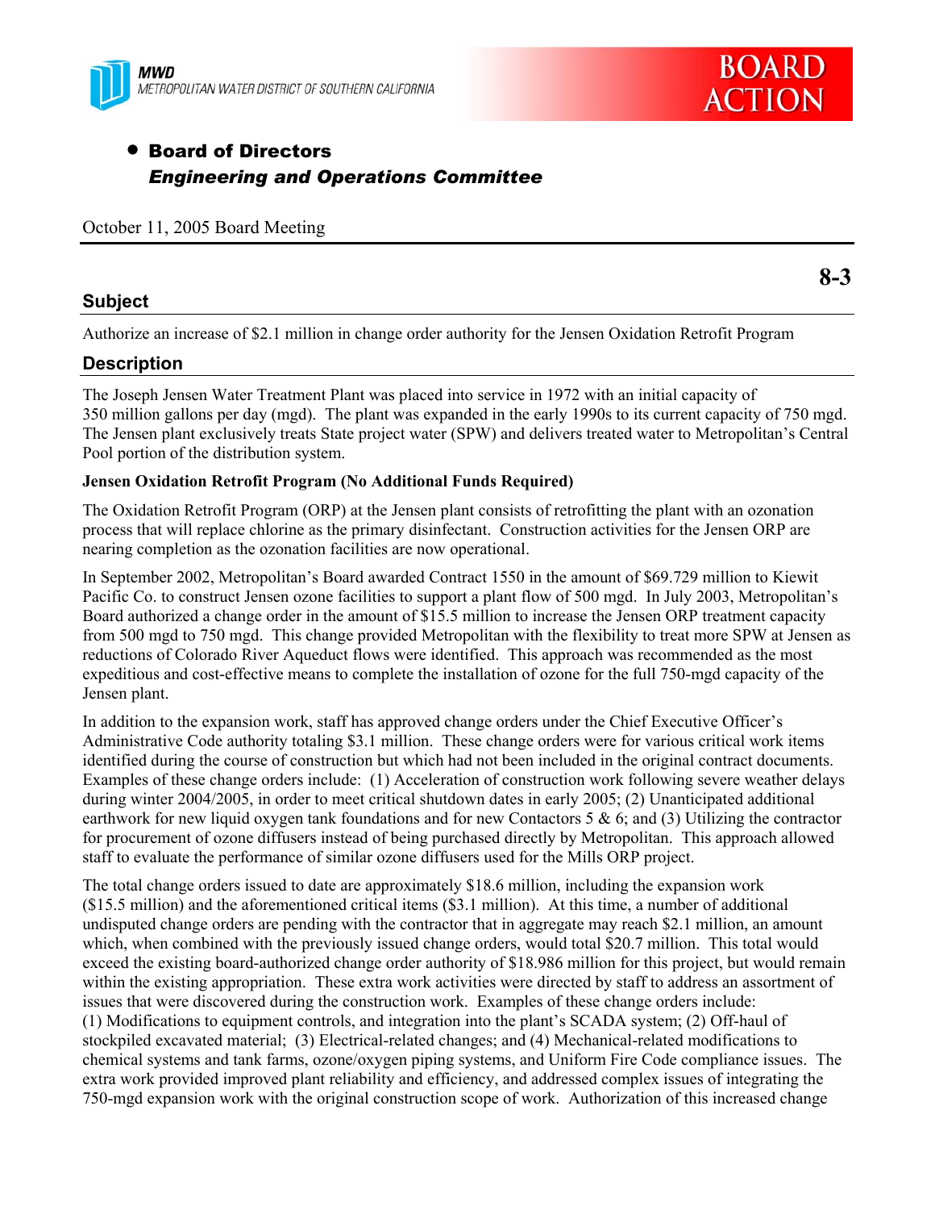MWD
METROPOLITAN WATER DISTRICT OF SOUTHERN CALIFORNIA

BOARD ACTION

- **Board of Directors**
  ***Engineering and Operations Committee***

October 11, 2005 Board Meeting

**8-3**

## Subject

Authorize an increase of \$2.1 million in change order authority for the Jensen Oxidation Retrofit Program

## Description

The Joseph Jensen Water Treatment Plant was placed into service in 1972 with an initial capacity of 350 million gallons per day (mgd). The plant was expanded in the early 1990s to its current capacity of 750 mgd. The Jensen plant exclusively treats State project water (SPW) and delivers treated water to Metropolitan's Central Pool portion of the distribution system.

**Jensen Oxidation Retrofit Program (No Additional Funds Required)**

The Oxidation Retrofit Program (ORP) at the Jensen plant consists of retrofitting the plant with an ozonation process that will replace chlorine as the primary disinfectant. Construction activities for the Jensen ORP are nearing completion as the ozonation facilities are now operational.

In September 2002, Metropolitan's Board awarded Contract 1550 in the amount of \$69.729 million to Kiewit Pacific Co. to construct Jensen ozone facilities to support a plant flow of 500 mgd. In July 2003, Metropolitan's Board authorized a change order in the amount of \$15.5 million to increase the Jensen ORP treatment capacity from 500 mgd to 750 mgd. This change provided Metropolitan with the flexibility to treat more SPW at Jensen as reductions of Colorado River Aqueduct flows were identified. This approach was recommended as the most expeditious and cost-effective means to complete the installation of ozone for the full 750-mgd capacity of the Jensen plant.

In addition to the expansion work, staff has approved change orders under the Chief Executive Officer's Administrative Code authority totaling \$3.1 million. These change orders were for various critical work items identified during the course of construction but which had not been included in the original contract documents. Examples of these change orders include: (1) Acceleration of construction work following severe weather delays during winter 2004/2005, in order to meet critical shutdown dates in early 2005; (2) Unanticipated additional earthwork for new liquid oxygen tank foundations and for new Contactors 5 & 6; and (3) Utilizing the contractor for procurement of ozone diffusers instead of being purchased directly by Metropolitan. This approach allowed staff to evaluate the performance of similar ozone diffusers used for the Mills ORP project.

The total change orders issued to date are approximately \$18.6 million, including the expansion work (\$15.5 million) and the aforementioned critical items (\$3.1 million). At this time, a number of additional undisputed change orders are pending with the contractor that in aggregate may reach \$2.1 million, an amount which, when combined with the previously issued change orders, would total \$20.7 million. This total would exceed the existing board-authorized change order authority of \$18.986 million for this project, but would remain within the existing appropriation. These extra work activities were directed by staff to address an assortment of issues that were discovered during the construction work. Examples of these change orders include: (1) Modifications to equipment controls, and integration into the plant's SCADA system; (2) Off-haul of stockpiled excavated material; (3) Electrical-related changes; and (4) Mechanical-related modifications to chemical systems and tank farms, ozone/oxygen piping systems, and Uniform Fire Code compliance issues. The extra work provided improved plant reliability and efficiency, and addressed complex issues of integrating the 750-mgd expansion work with the original construction scope of work. Authorization of this increased change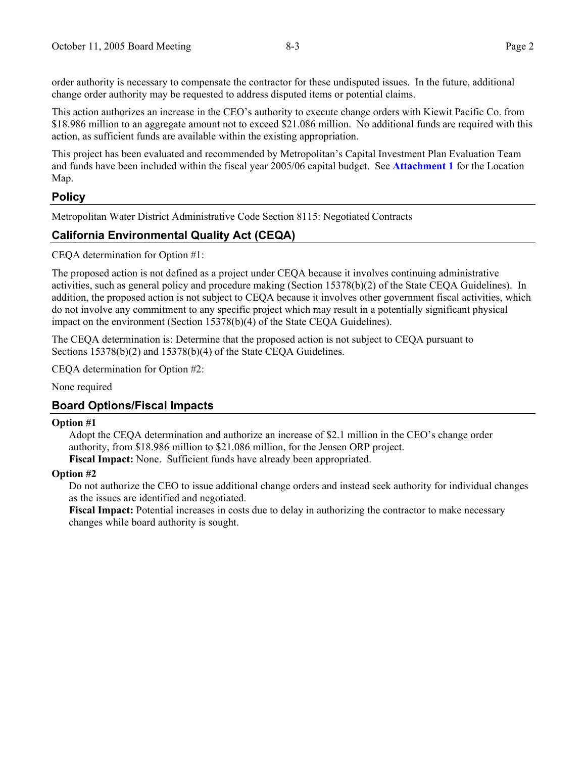order authority is necessary to compensate the contractor for these undisputed issues. In the future, additional change order authority may be requested to address disputed items or potential claims.

This action authorizes an increase in the CEO's authority to execute change orders with Kiewit Pacific Co. from $18.986 million to an aggregate amount not to exceed $21.086 million. No additional funds are required with this action, as sufficient funds are available within the existing appropriation.

This project has been evaluated and recommended by Metropolitan's Capital Investment Plan Evaluation Team and funds have been included within the fiscal year 2005/06 capital budget. See **Attachment 1** for the Location Map.

## Policy

Metropolitan Water District Administrative Code Section 8115: Negotiated Contracts

## California Environmental Quality Act (CEQA)

CEQA determination for Option #1:

The proposed action is not defined as a project under CEQA because it involves continuing administrative activities, such as general policy and procedure making (Section 15378(b)(2) of the State CEQA Guidelines). In addition, the proposed action is not subject to CEQA because it involves other government fiscal activities, which do not involve any commitment to any specific project which may result in a potentially significant physical impact on the environment (Section 15378(b)(4) of the State CEQA Guidelines).

The CEQA determination is: Determine that the proposed action is not subject to CEQA pursuant to Sections 15378(b)(2) and 15378(b)(4) of the State CEQA Guidelines.

CEQA determination for Option #2:

None required

## Board Options/Fiscal Impacts

**Option #1**

Adopt the CEQA determination and authorize an increase of $2.1 million in the CEO's change order authority, from $18.986 million to $21.086 million, for the Jensen ORP project.
**Fiscal Impact:** None. Sufficient funds have already been appropriated.

**Option #2**

Do not authorize the CEO to issue additional change orders and instead seek authority for individual changes as the issues are identified and negotiated.
**Fiscal Impact:** Potential increases in costs due to delay in authorizing the contractor to make necessary changes while board authority is sought.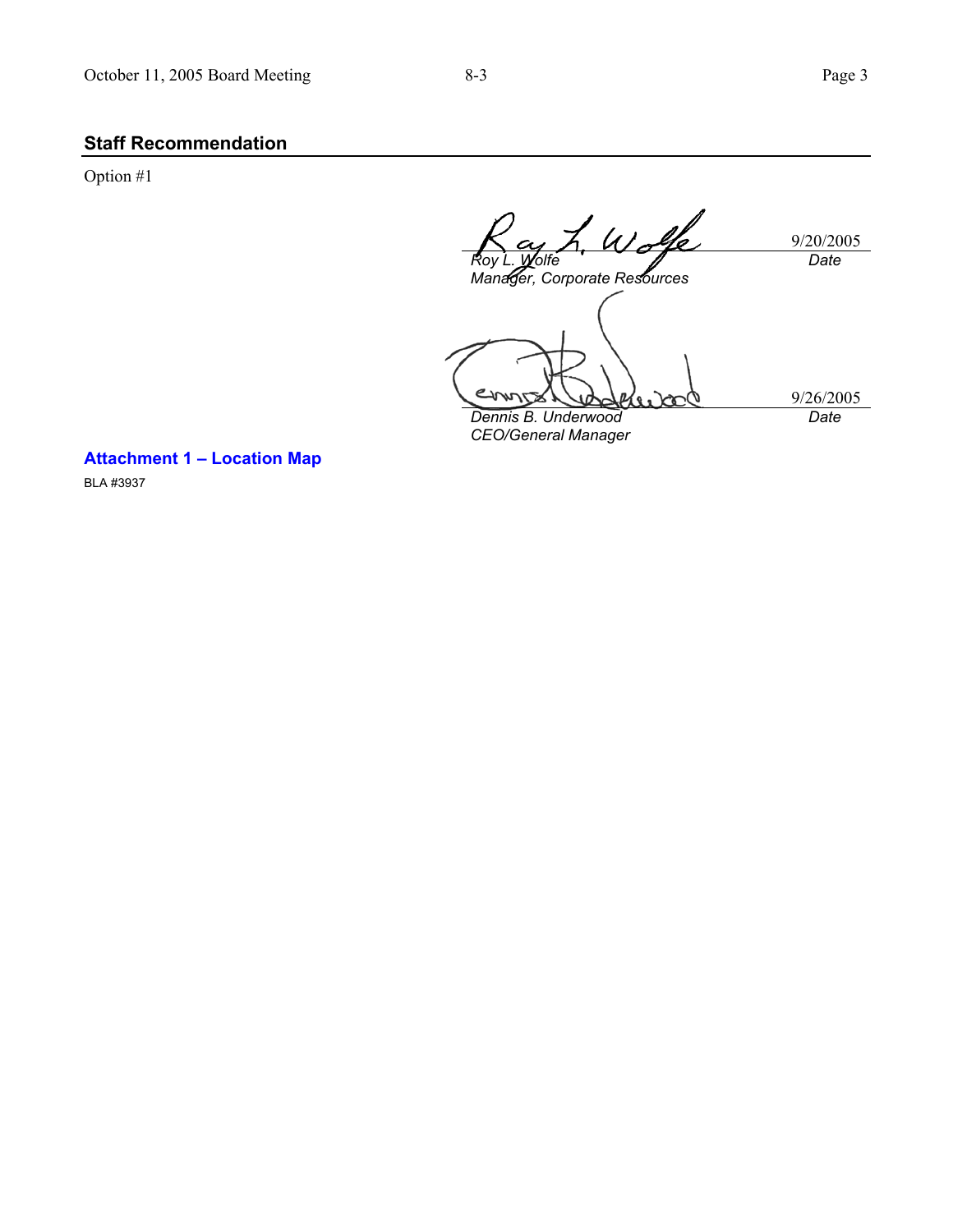## Staff Recommendation

Option #1

| | |
|---|---|
| 9/20/2005 | |
| *Roy L. Wolfe* | *Date* |
| *Manager, Corporate Resources* | |

| | |
|---|---|
| 9/26/2005 | |
| *Dennis B. Underwood* | *Date* |
| *CEO/General Manager* | |

**Attachment 1 – Location Map**

BLA #3937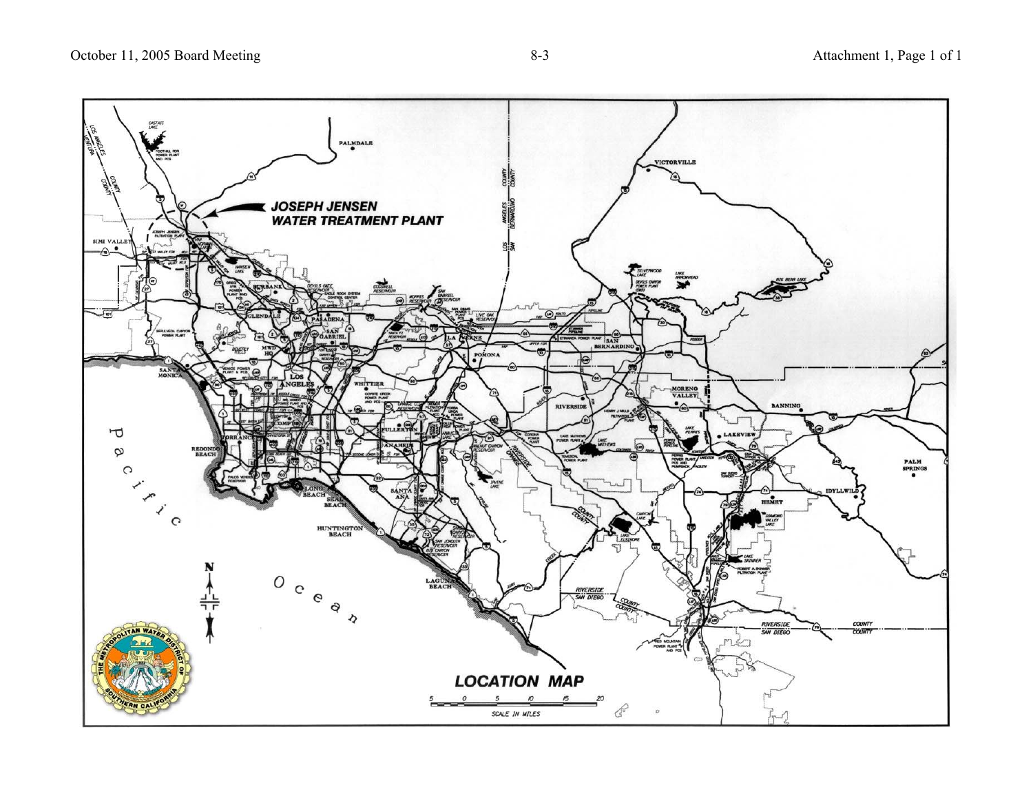JOSEPH JENSEN
WATER TREATMENT PLANT

LOCATION MAP

5 0 5 10 15 20

SCALE IN MILES